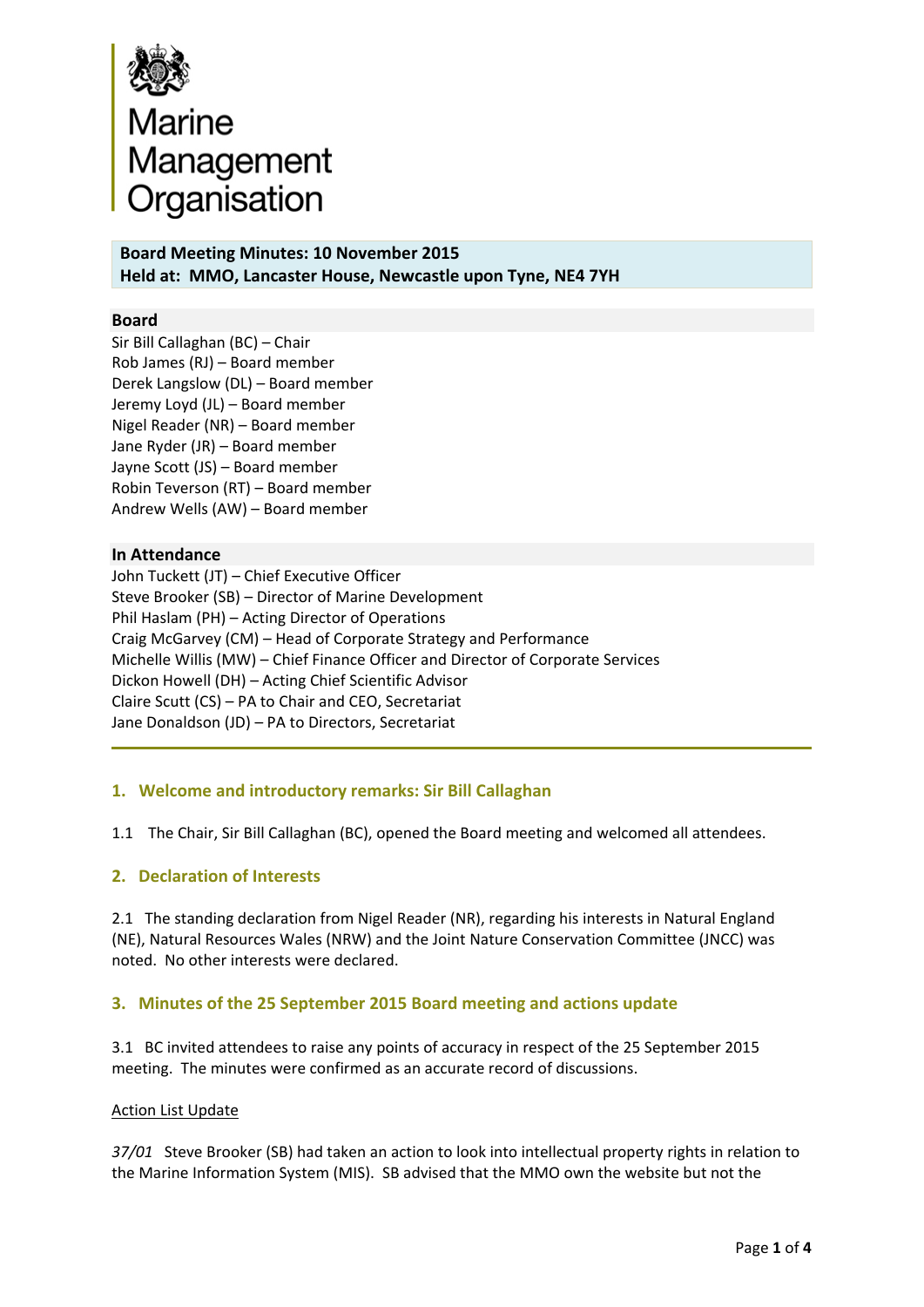Marine Management Organisation

**Board Meeting Minutes: 10 November 2015**
**Held at: MMO, Lancaster House, Newcastle upon Tyne, NE4 7YH**

**Board**

Sir Bill Callaghan (BC) – Chair
Rob James (RJ) – Board member
Derek Langslow (DL) – Board member
Jeremy Loyd (JL) – Board member
Nigel Reader (NR) – Board member
Jane Ryder (JR) – Board member
Jayne Scott (JS) – Board member
Robin Teverson (RT) – Board member
Andrew Wells (AW) – Board member

**In Attendance**

John Tuckett (JT) – Chief Executive Officer
Steve Brooker (SB) – Director of Marine Development
Phil Haslam (PH) – Acting Director of Operations
Craig McGarvey (CM) – Head of Corporate Strategy and Performance
Michelle Willis (MW) – Chief Finance Officer and Director of Corporate Services
Dickon Howell (DH) – Acting Chief Scientific Advisor
Claire Scutt (CS) – PA to Chair and CEO, Secretariat
Jane Donaldson (JD) – PA to Directors, Secretariat

## 1. Welcome and introductory remarks: Sir Bill Callaghan

1.1 The Chair, Sir Bill Callaghan (BC), opened the Board meeting and welcomed all attendees.

## 2. Declaration of Interests

2.1 The standing declaration from Nigel Reader (NR), regarding his interests in Natural England (NE), Natural Resources Wales (NRW) and the Joint Nature Conservation Committee (JNCC) was noted. No other interests were declared.

## 3. Minutes of the 25 September 2015 Board meeting and actions update

3.1 BC invited attendees to raise any points of accuracy in respect of the 25 September 2015 meeting. The minutes were confirmed as an accurate record of discussions.

Action List Update

*37/01* Steve Brooker (SB) had taken an action to look into intellectual property rights in relation to the Marine Information System (MIS). SB advised that the MMO own the website but not the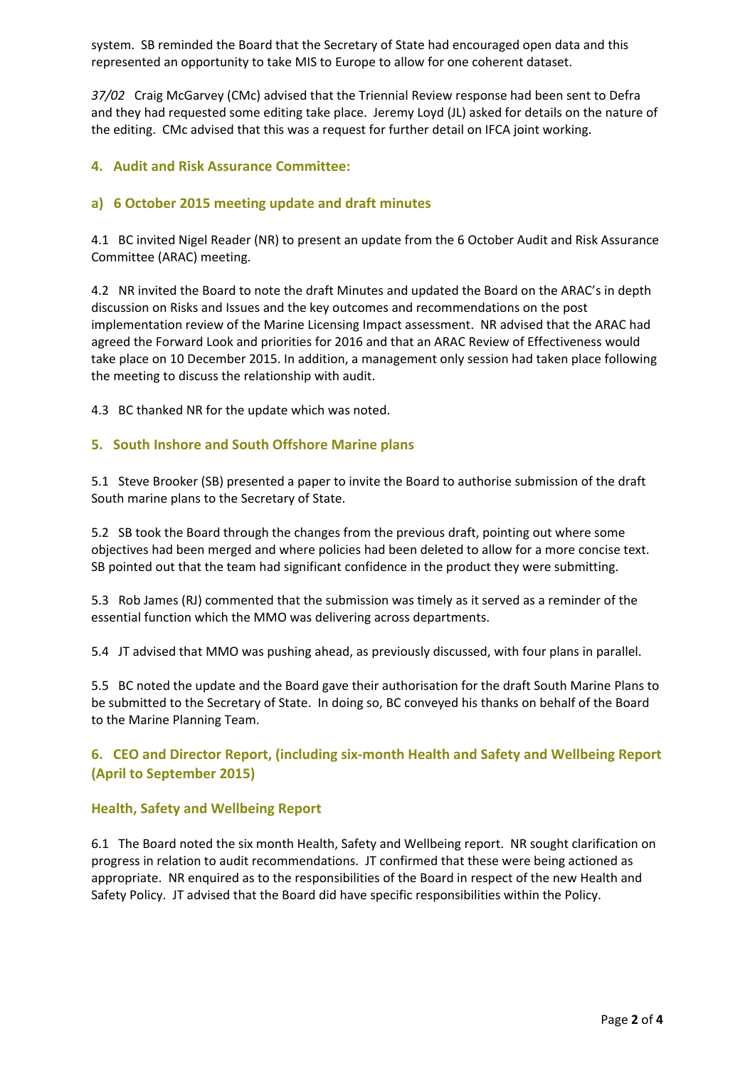system. SB reminded the Board that the Secretary of State had encouraged open data and this represented an opportunity to take MIS to Europe to allow for one coherent dataset.

*37/02* Craig McGarvey (CMc) advised that the Triennial Review response had been sent to Defra and they had requested some editing take place. Jeremy Loyd (JL) asked for details on the nature of the editing. CMc advised that this was a request for further detail on IFCA joint working.

## 4. Audit and Risk Assurance Committee:

### a) 6 October 2015 meeting update and draft minutes

4.1 BC invited Nigel Reader (NR) to present an update from the 6 October Audit and Risk Assurance Committee (ARAC) meeting.

4.2 NR invited the Board to note the draft Minutes and updated the Board on the ARAC's in depth discussion on Risks and Issues and the key outcomes and recommendations on the post implementation review of the Marine Licensing Impact assessment. NR advised that the ARAC had agreed the Forward Look and priorities for 2016 and that an ARAC Review of Effectiveness would take place on 10 December 2015. In addition, a management only session had taken place following the meeting to discuss the relationship with audit.

4.3 BC thanked NR for the update which was noted.

## 5. South Inshore and South Offshore Marine plans

5.1 Steve Brooker (SB) presented a paper to invite the Board to authorise submission of the draft South marine plans to the Secretary of State.

5.2 SB took the Board through the changes from the previous draft, pointing out where some objectives had been merged and where policies had been deleted to allow for a more concise text. SB pointed out that the team had significant confidence in the product they were submitting.

5.3 Rob James (RJ) commented that the submission was timely as it served as a reminder of the essential function which the MMO was delivering across departments.

5.4 JT advised that MMO was pushing ahead, as previously discussed, with four plans in parallel.

5.5 BC noted the update and the Board gave their authorisation for the draft South Marine Plans to be submitted to the Secretary of State. In doing so, BC conveyed his thanks on behalf of the Board to the Marine Planning Team.

## 6. CEO and Director Report, (including six-month Health and Safety and Wellbeing Report (April to September 2015)

### Health, Safety and Wellbeing Report

6.1 The Board noted the six month Health, Safety and Wellbeing report. NR sought clarification on progress in relation to audit recommendations. JT confirmed that these were being actioned as appropriate. NR enquired as to the responsibilities of the Board in respect of the new Health and Safety Policy. JT advised that the Board did have specific responsibilities within the Policy.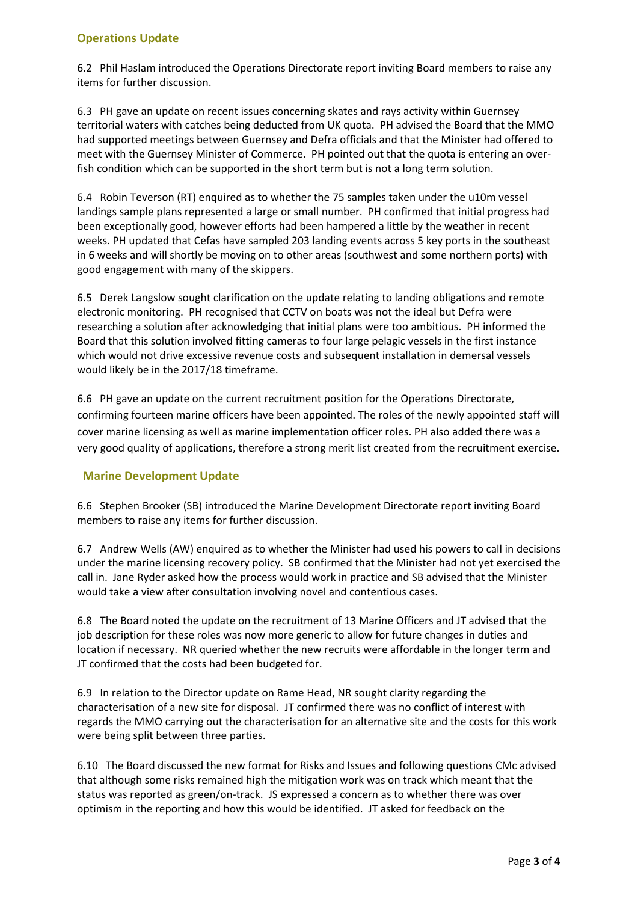## Operations Update

6.2 Phil Haslam introduced the Operations Directorate report inviting Board members to raise any items for further discussion.

6.3 PH gave an update on recent issues concerning skates and rays activity within Guernsey territorial waters with catches being deducted from UK quota. PH advised the Board that the MMO had supported meetings between Guernsey and Defra officials and that the Minister had offered to meet with the Guernsey Minister of Commerce. PH pointed out that the quota is entering an over-fish condition which can be supported in the short term but is not a long term solution.

6.4 Robin Teverson (RT) enquired as to whether the 75 samples taken under the u10m vessel landings sample plans represented a large or small number. PH confirmed that initial progress had been exceptionally good, however efforts had been hampered a little by the weather in recent weeks. PH updated that Cefas have sampled 203 landing events across 5 key ports in the southeast in 6 weeks and will shortly be moving on to other areas (southwest and some northern ports) with good engagement with many of the skippers.

6.5 Derek Langslow sought clarification on the update relating to landing obligations and remote electronic monitoring. PH recognised that CCTV on boats was not the ideal but Defra were researching a solution after acknowledging that initial plans were too ambitious. PH informed the Board that this solution involved fitting cameras to four large pelagic vessels in the first instance which would not drive excessive revenue costs and subsequent installation in demersal vessels would likely be in the 2017/18 timeframe.

6.6 PH gave an update on the current recruitment position for the Operations Directorate, confirming fourteen marine officers have been appointed. The roles of the newly appointed staff will cover marine licensing as well as marine implementation officer roles. PH also added there was a very good quality of applications, therefore a strong merit list created from the recruitment exercise.

## Marine Development Update

6.6 Stephen Brooker (SB) introduced the Marine Development Directorate report inviting Board members to raise any items for further discussion.

6.7 Andrew Wells (AW) enquired as to whether the Minister had used his powers to call in decisions under the marine licensing recovery policy. SB confirmed that the Minister had not yet exercised the call in. Jane Ryder asked how the process would work in practice and SB advised that the Minister would take a view after consultation involving novel and contentious cases.

6.8 The Board noted the update on the recruitment of 13 Marine Officers and JT advised that the job description for these roles was now more generic to allow for future changes in duties and location if necessary. NR queried whether the new recruits were affordable in the longer term and JT confirmed that the costs had been budgeted for.

6.9 In relation to the Director update on Rame Head, NR sought clarity regarding the characterisation of a new site for disposal. JT confirmed there was no conflict of interest with regards the MMO carrying out the characterisation for an alternative site and the costs for this work were being split between three parties.

6.10 The Board discussed the new format for Risks and Issues and following questions CMc advised that although some risks remained high the mitigation work was on track which meant that the status was reported as green/on-track. JS expressed a concern as to whether there was over optimism in the reporting and how this would be identified. JT asked for feedback on the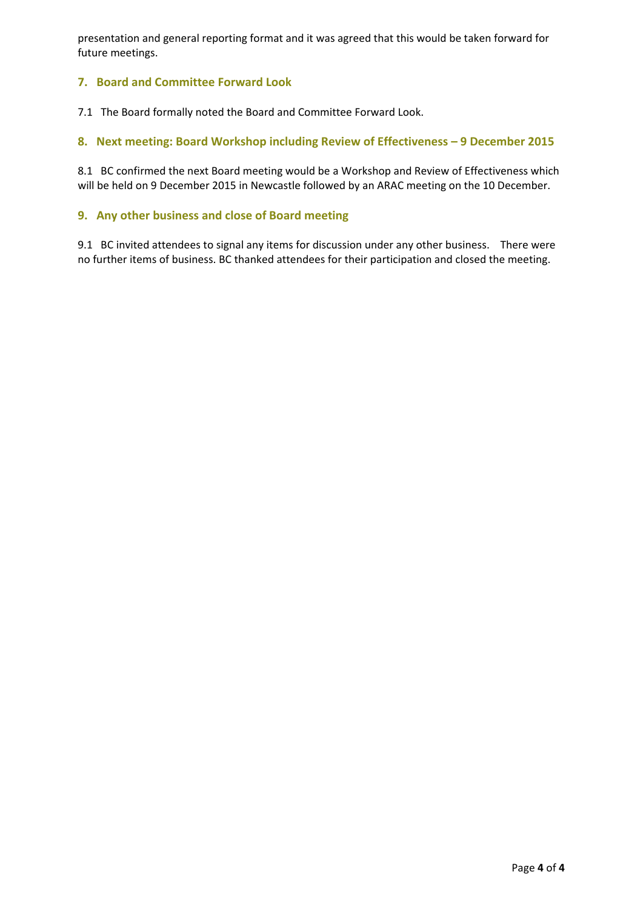presentation and general reporting format and it was agreed that this would be taken forward for future meetings.

## 7. Board and Committee Forward Look

7.1 The Board formally noted the Board and Committee Forward Look.

## 8. Next meeting: Board Workshop including Review of Effectiveness – 9 December 2015

8.1 BC confirmed the next Board meeting would be a Workshop and Review of Effectiveness which will be held on 9 December 2015 in Newcastle followed by an ARAC meeting on the 10 December.

## 9. Any other business and close of Board meeting

9.1 BC invited attendees to signal any items for discussion under any other business. There were no further items of business. BC thanked attendees for their participation and closed the meeting.